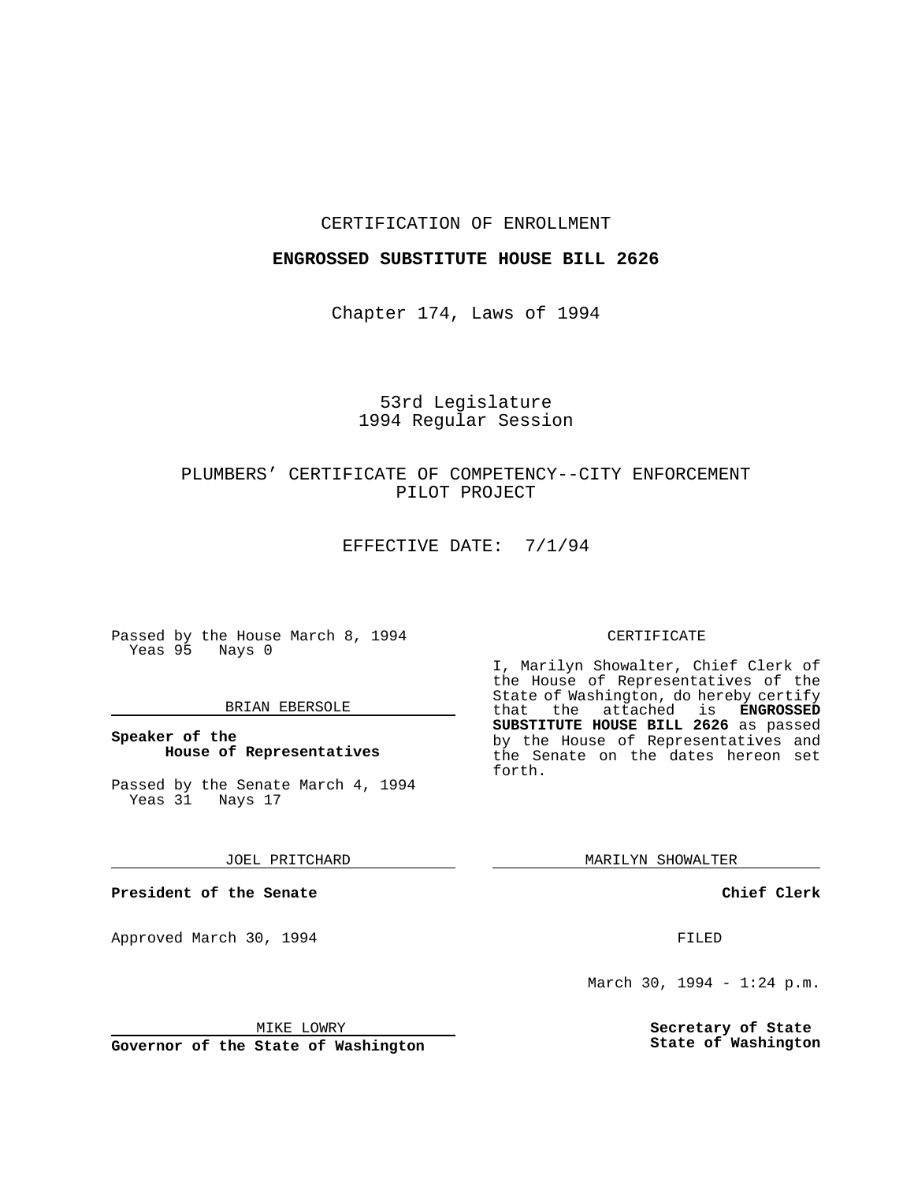CERTIFICATION OF ENROLLMENT

**ENGROSSED SUBSTITUTE HOUSE BILL 2626**

Chapter 174, Laws of 1994

53rd Legislature
1994 Regular Session

PLUMBERS' CERTIFICATE OF COMPETENCY--CITY ENFORCEMENT PILOT PROJECT

EFFECTIVE DATE: 7/1/94

Passed by the House March 8, 1994
Yeas 95 Nays 0

BRIAN EBERSOLE

**Speaker of the House of Representatives**

Passed by the Senate March 4, 1994
Yeas 31 Nays 17

JOEL PRITCHARD

**President of the Senate**

Approved March 30, 1994

MIKE LOWRY

**Governor of the State of Washington**

CERTIFICATE

I, Marilyn Showalter, Chief Clerk of the House of Representatives of the State of Washington, do hereby certify that the attached is **ENGROSSED SUBSTITUTE HOUSE BILL 2626** as passed by the House of Representatives and the Senate on the dates hereon set forth.

MARILYN SHOWALTER

**Chief Clerk**

FILED

March 30, 1994 - 1:24 p.m.

**Secretary of State**
**State of Washington**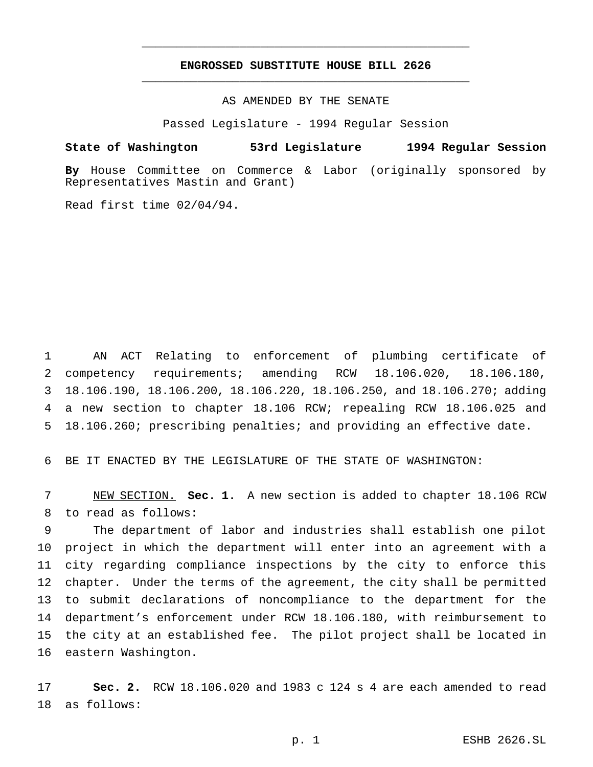# ENGROSSED SUBSTITUTE HOUSE BILL 2626

AS AMENDED BY THE SENATE

Passed Legislature - 1994 Regular Session

**State of Washington 53rd Legislature 1994 Regular Session**

**By** House Committee on Commerce & Labor (originally sponsored by Representatives Mastin and Grant)

Read first time 02/04/94.

1 AN ACT Relating to enforcement of plumbing certificate of
2 competency requirements; amending RCW 18.106.020, 18.106.180,
3 18.106.190, 18.106.200, 18.106.220, 18.106.250, and 18.106.270; adding
4 a new section to chapter 18.106 RCW; repealing RCW 18.106.025 and
5 18.106.260; prescribing penalties; and providing an effective date.

6 BE IT ENACTED BY THE LEGISLATURE OF THE STATE OF WASHINGTON:

7 NEW SECTION. **Sec. 1.** A new section is added to chapter 18.106 RCW
8 to read as follows:
9 The department of labor and industries shall establish one pilot
10 project in which the department will enter into an agreement with a
11 city regarding compliance inspections by the city to enforce this
12 chapter. Under the terms of the agreement, the city shall be permitted
13 to submit declarations of noncompliance to the department for the
14 department's enforcement under RCW 18.106.180, with reimbursement to
15 the city at an established fee. The pilot project shall be located in
16 eastern Washington.

17 **Sec. 2.** RCW 18.106.020 and 1983 c 124 s 4 are each amended to read
18 as follows: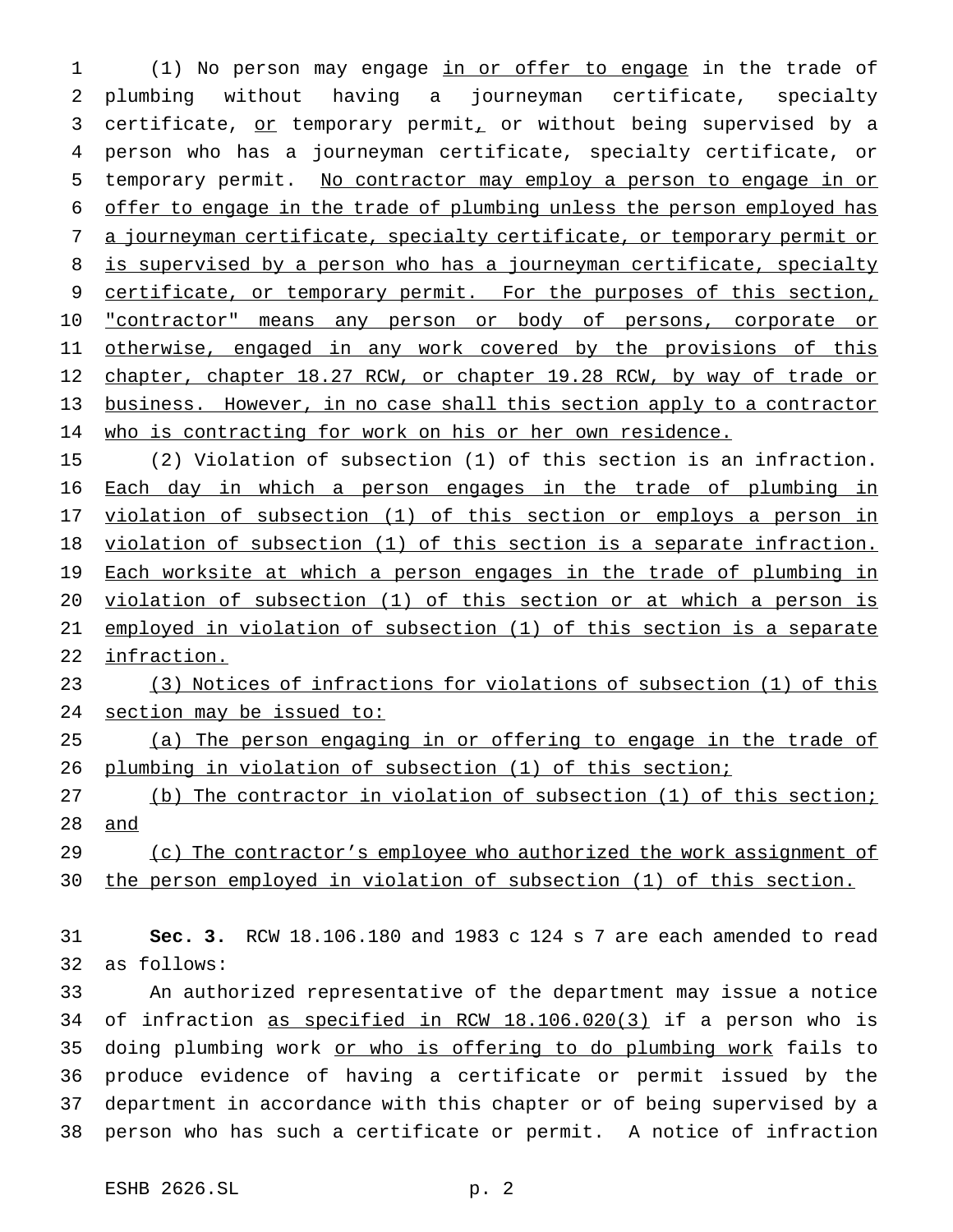(1) No person may engage <u>in or offer to engage</u> in the trade of plumbing without having a journeyman certificate, specialty certificate, <u>or</u> temporary permit<u>,</u> or without being supervised by a person who has a journeyman certificate, specialty certificate, or temporary permit. <u>No contractor may employ a person to engage in or offer to engage in the trade of plumbing unless the person employed has a journeyman certificate, specialty certificate, or temporary permit or is supervised by a person who has a journeyman certificate, specialty certificate, or temporary permit. For the purposes of this section, "contractor" means any person or body of persons, corporate or otherwise, engaged in any work covered by the provisions of this chapter, chapter 18.27 RCW, or chapter 19.28 RCW, by way of trade or business. However, in no case shall this section apply to a contractor who is contracting for work on his or her own residence.</u>

(2) Violation of subsection (1) of this section is an infraction. <u>Each day in which a person engages in the trade of plumbing in violation of subsection (1) of this section or employs a person in violation of subsection (1) of this section is a separate infraction. Each worksite at which a person engages in the trade of plumbing in violation of subsection (1) of this section or at which a person is employed in violation of subsection (1) of this section is a separate infraction.</u>

<u>(3) Notices of infractions for violations of subsection (1) of this section may be issued to:</u>

<u>(a) The person engaging in or offering to engage in the trade of plumbing in violation of subsection (1) of this section;</u>

<u>(b) The contractor in violation of subsection (1) of this section; and</u>

<u>(c) The contractor's employee who authorized the work assignment of the person employed in violation of subsection (1) of this section.</u>

**Sec. 3.** RCW 18.106.180 and 1983 c 124 s 7 are each amended to read as follows:

An authorized representative of the department may issue a notice of infraction <u>as specified in RCW 18.106.020(3)</u> if a person who is doing plumbing work <u>or who is offering to do plumbing work</u> fails to produce evidence of having a certificate or permit issued by the department in accordance with this chapter or of being supervised by a person who has such a certificate or permit. A notice of infraction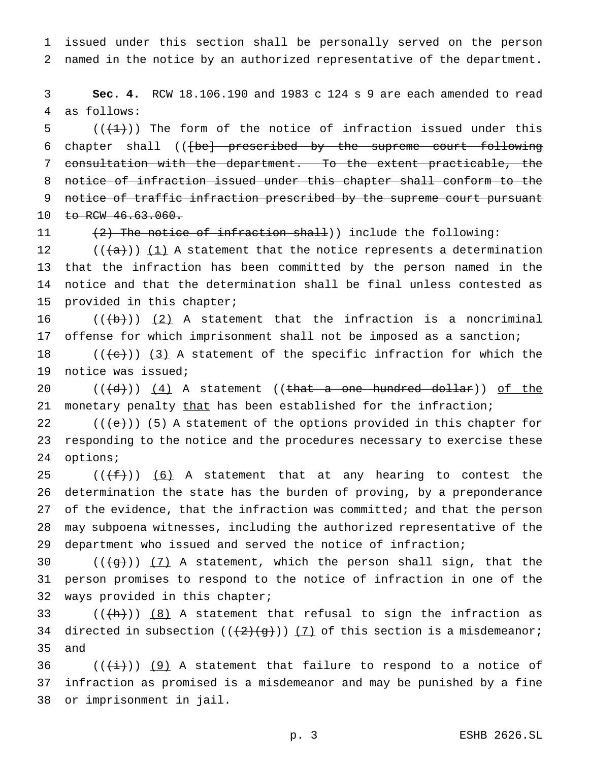issued under this section shall be personally served on the person named in the notice by an authorized representative of the department.

**Sec. 4.** RCW 18.106.190 and 1983 c 124 s 9 are each amended to read as follows:

(((~~1~~))) The form of the notice of infraction issued under this chapter shall ((~~[be] prescribed by the supreme court following consultation with the department. To the extent practicable, the notice of infraction issued under this chapter shall conform to the notice of traffic infraction prescribed by the supreme court pursuant to RCW 46.63.060.~~

~~(2) The notice of infraction shall~~)) include the following:

(((~~a~~))) <u>(1)</u> A statement that the notice represents a determination that the infraction has been committed by the person named in the notice and that the determination shall be final unless contested as provided in this chapter;

(((~~b~~))) <u>(2)</u> A statement that the infraction is a noncriminal offense for which imprisonment shall not be imposed as a sanction;

(((~~c~~))) <u>(3)</u> A statement of the specific infraction for which the notice was issued;

(((~~d~~))) <u>(4)</u> A statement ((~~that a one hundred dollar~~)) <u>of the</u> monetary penalty <u>that</u> has been established for the infraction;

(((~~e~~))) <u>(5)</u> A statement of the options provided in this chapter for responding to the notice and the procedures necessary to exercise these options;

(((~~f~~))) <u>(6)</u> A statement that at any hearing to contest the determination the state has the burden of proving, by a preponderance of the evidence, that the infraction was committed; and that the person may subpoena witnesses, including the authorized representative of the department who issued and served the notice of infraction;

(((~~g~~))) <u>(7)</u> A statement, which the person shall sign, that the person promises to respond to the notice of infraction in one of the ways provided in this chapter;

(((~~h~~))) <u>(8)</u> A statement that refusal to sign the infraction as directed in subsection (((~~2)(g~~))) <u>(7)</u> of this section is a misdemeanor; and

(((~~i~~))) <u>(9)</u> A statement that failure to respond to a notice of infraction as promised is a misdemeanor and may be punished by a fine or imprisonment in jail.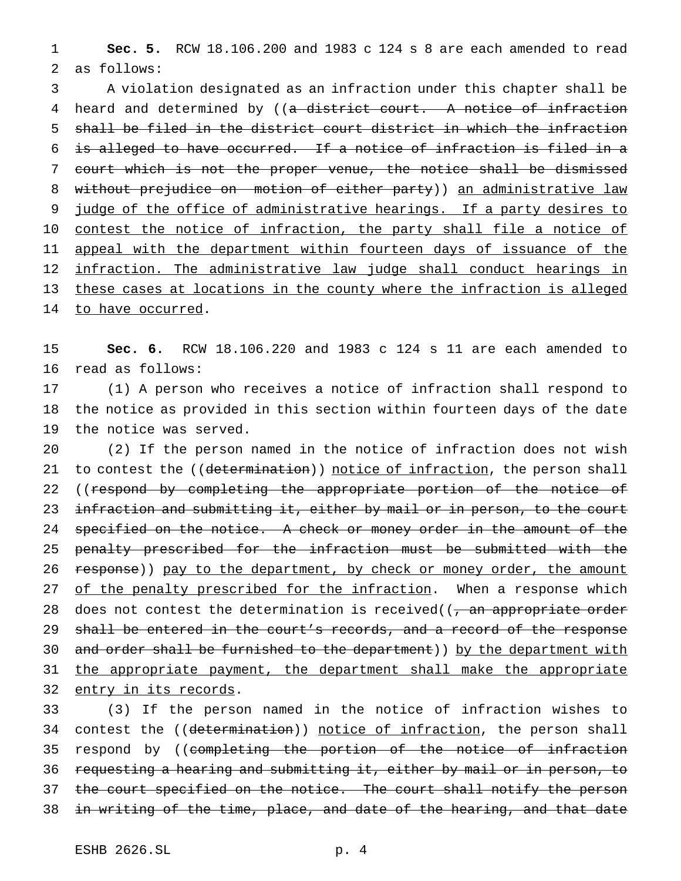**Sec. 5.** RCW 18.106.200 and 1983 c 124 s 8 are each amended to read as follows:

A violation designated as an infraction under this chapter shall be heard and determined by ((~~a district court. A notice of infraction shall be filed in the district court district in which the infraction is alleged to have occurred. If a notice of infraction is filed in a court which is not the proper venue, the notice shall be dismissed without prejudice on motion of either party~~)) <u>an administrative law judge of the office of administrative hearings. If a party desires to contest the notice of infraction, the party shall file a notice of appeal with the department within fourteen days of issuance of the infraction. The administrative law judge shall conduct hearings in these cases at locations in the county where the infraction is alleged to have occurred</u>.

**Sec. 6.** RCW 18.106.220 and 1983 c 124 s 11 are each amended to read as follows:

(1) A person who receives a notice of infraction shall respond to the notice as provided in this section within fourteen days of the date the notice was served.

(2) If the person named in the notice of infraction does not wish to contest the ((~~determination~~)) <u>notice of infraction</u>, the person shall ((~~respond by completing the appropriate portion of the notice of infraction and submitting it, either by mail or in person, to the court specified on the notice. A check or money order in the amount of the penalty prescribed for the infraction must be submitted with the response~~)) <u>pay to the department, by check or money order, the amount of the penalty prescribed for the infraction</u>. When a response which does not contest the determination is received((~~, an appropriate order shall be entered in the court's records, and a record of the response and order shall be furnished to the department~~)) <u>by the department with the appropriate payment, the department shall make the appropriate entry in its records</u>.

(3) If the person named in the notice of infraction wishes to contest the ((~~determination~~)) <u>notice of infraction</u>, the person shall respond by ((~~completing the portion of the notice of infraction requesting a hearing and submitting it, either by mail or in person, to the court specified on the notice. The court shall notify the person in writing of the time, place, and date of the hearing, and that date~~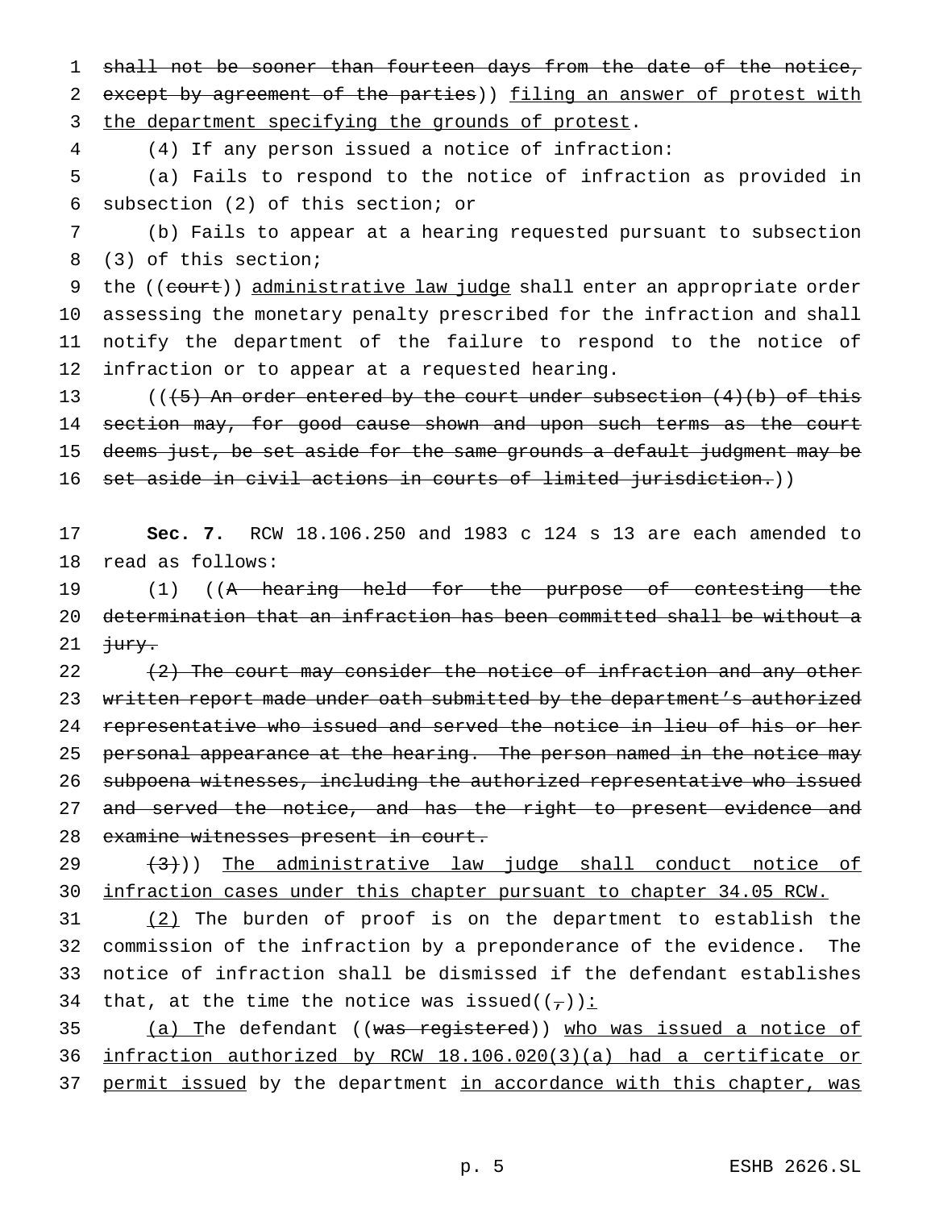shall not be sooner than fourteen days from the date of the notice, except by agreement of the parties)) filing an answer of protest with the department specifying the grounds of protest.

(4) If any person issued a notice of infraction:

(a) Fails to respond to the notice of infraction as provided in subsection (2) of this section; or

(b) Fails to appear at a hearing requested pursuant to subsection (3) of this section;

the ((court)) administrative law judge shall enter an appropriate order assessing the monetary penalty prescribed for the infraction and shall notify the department of the failure to respond to the notice of infraction or to appear at a requested hearing.

(((5) An order entered by the court under subsection (4)(b) of this section may, for good cause shown and upon such terms as the court deems just, be set aside for the same grounds a default judgment may be set aside in civil actions in courts of limited jurisdiction.))

**Sec. 7.** RCW 18.106.250 and 1983 c 124 s 13 are each amended to read as follows:

(1) ((A hearing held for the purpose of contesting the determination that an infraction has been committed shall be without a jury.

(2) The court may consider the notice of infraction and any other written report made under oath submitted by the department's authorized representative who issued and served the notice in lieu of his or her personal appearance at the hearing. The person named in the notice may subpoena witnesses, including the authorized representative who issued and served the notice, and has the right to present evidence and examine witnesses present in court.

(3))) The administrative law judge shall conduct notice of infraction cases under this chapter pursuant to chapter 34.05 RCW.

(2) The burden of proof is on the department to establish the commission of the infraction by a preponderance of the evidence. The notice of infraction shall be dismissed if the defendant establishes that, at the time the notice was issued((,)):

(a) The defendant ((was registered)) who was issued a notice of infraction authorized by RCW 18.106.020(3)(a) had a certificate or permit issued by the department in accordance with this chapter, was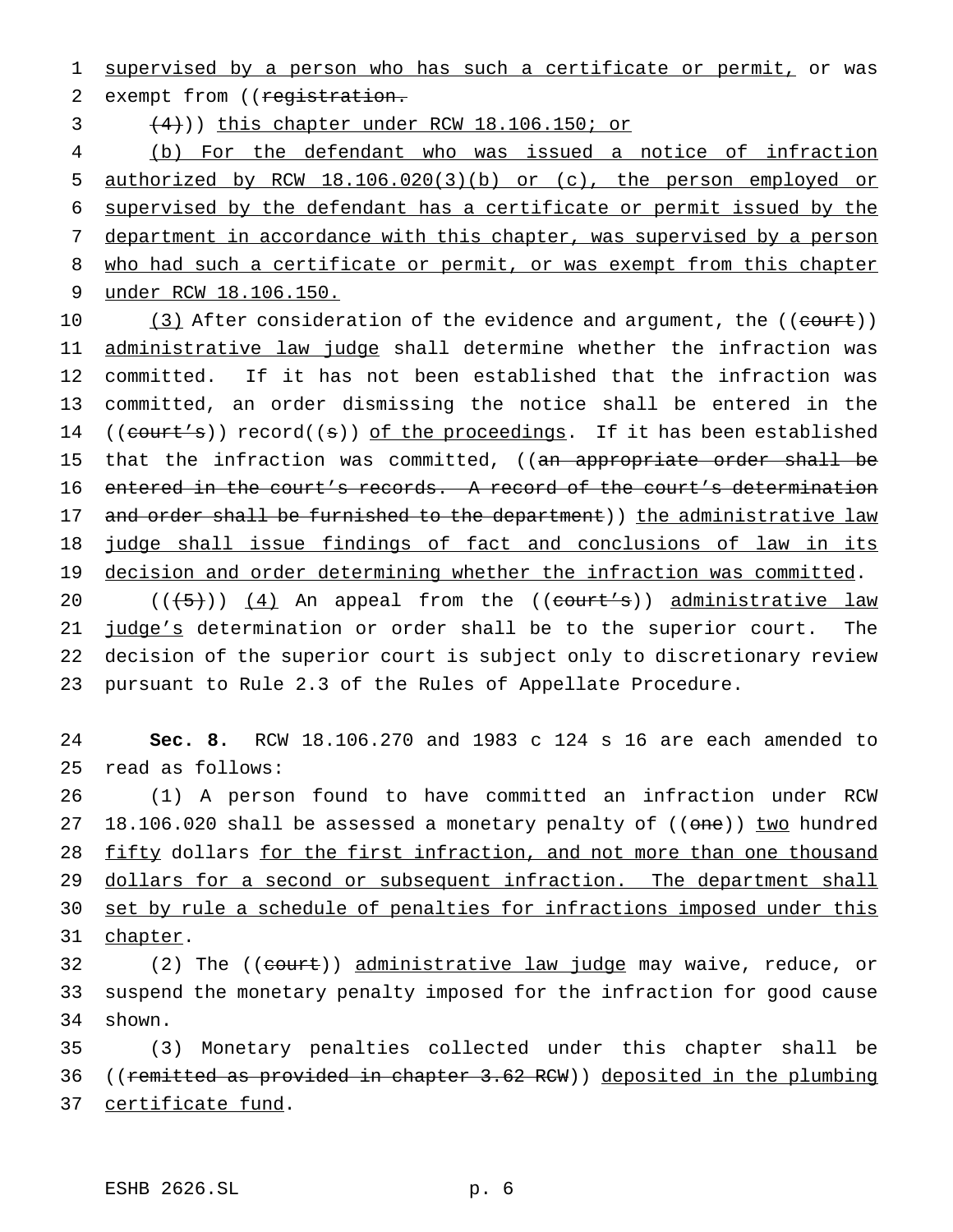supervised by a person who has such a certificate or permit, or was exempt from ((~~registration.~~

~~(4)~~)) this chapter under RCW 18.106.150; or

(b) For the defendant who was issued a notice of infraction authorized by RCW 18.106.020(3)(b) or (c), the person employed or supervised by the defendant has a certificate or permit issued by the department in accordance with this chapter, was supervised by a person who had such a certificate or permit, or was exempt from this chapter under RCW 18.106.150.

(3) After consideration of the evidence and argument, the ((~~court~~)) administrative law judge shall determine whether the infraction was committed. If it has not been established that the infraction was committed, an order dismissing the notice shall be entered in the ((~~court's~~)) record((~~s~~)) of the proceedings. If it has been established that the infraction was committed, ((~~an appropriate order shall be entered in the court's records. A record of the court's determination and order shall be furnished to the department~~)) the administrative law judge shall issue findings of fact and conclusions of law in its decision and order determining whether the infraction was committed.

((~~(5)~~)) (4) An appeal from the ((~~court's~~)) administrative law judge's determination or order shall be to the superior court. The decision of the superior court is subject only to discretionary review pursuant to Rule 2.3 of the Rules of Appellate Procedure.

**Sec. 8.** RCW 18.106.270 and 1983 c 124 s 16 are each amended to read as follows:

(1) A person found to have committed an infraction under RCW 18.106.020 shall be assessed a monetary penalty of ((~~one~~)) two hundred fifty dollars for the first infraction, and not more than one thousand dollars for a second or subsequent infraction. The department shall set by rule a schedule of penalties for infractions imposed under this chapter.

(2) The ((~~court~~)) administrative law judge may waive, reduce, or suspend the monetary penalty imposed for the infraction for good cause shown.

(3) Monetary penalties collected under this chapter shall be ((~~remitted as provided in chapter 3.62 RCW~~)) deposited in the plumbing certificate fund.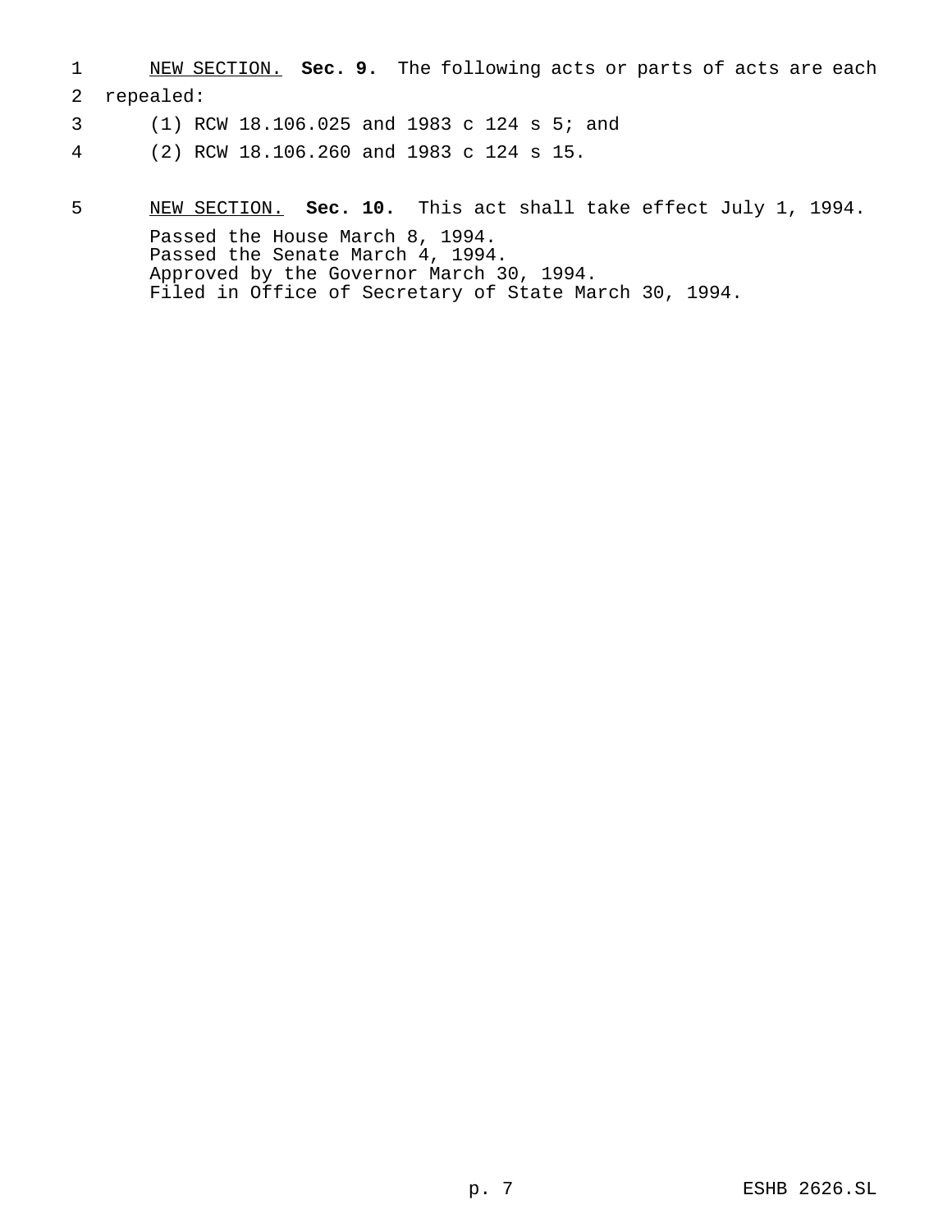NEW SECTION. **Sec. 9.** The following acts or parts of acts are each repealed:

(1) RCW 18.106.025 and 1983 c 124 s 5; and

(2) RCW 18.106.260 and 1983 c 124 s 15.

NEW SECTION. **Sec. 10.** This act shall take effect July 1, 1994.

Passed the House March 8, 1994.
Passed the Senate March 4, 1994.
Approved by the Governor March 30, 1994.
Filed in Office of Secretary of State March 30, 1994.